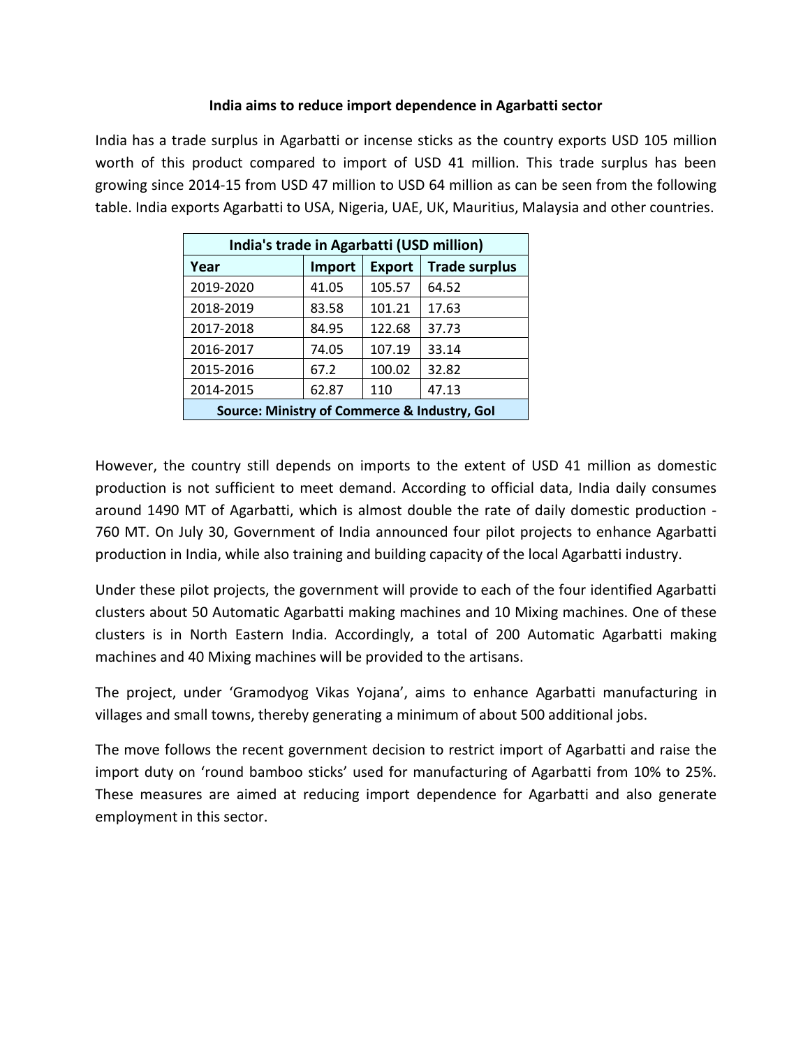# India aims to reduce import dependence in Agarbatti sector

India has a trade surplus in Agarbatti or incense sticks as the country exports USD 105 million worth of this product compared to import of USD 41 million. This trade surplus has been growing since 2014-15 from USD 47 million to USD 64 million as can be seen from the following table. India exports Agarbatti to USA, Nigeria, UAE, UK, Mauritius, Malaysia and other countries.

| India's trade in Agarbatti (USD million) | | | |
|---|---|---|---|
| **Year** | **Import** | **Export** | **Trade surplus** |
| 2019-2020 | 41.05 | 105.57 | 64.52 |
| 2018-2019 | 83.58 | 101.21 | 17.63 |
| 2017-2018 | 84.95 | 122.68 | 37.73 |
| 2016-2017 | 74.05 | 107.19 | 33.14 |
| 2015-2016 | 67.2 | 100.02 | 32.82 |
| 2014-2015 | 62.87 | 110 | 47.13 |
| **Source: Ministry of Commerce & Industry, GoI** | | | |

However, the country still depends on imports to the extent of USD 41 million as domestic production is not sufficient to meet demand. According to official data, India daily consumes around 1490 MT of Agarbatti, which is almost double the rate of daily domestic production - 760 MT. On July 30, Government of India announced four pilot projects to enhance Agarbatti production in India, while also training and building capacity of the local Agarbatti industry.

Under these pilot projects, the government will provide to each of the four identified Agarbatti clusters about 50 Automatic Agarbatti making machines and 10 Mixing machines. One of these clusters is in North Eastern India. Accordingly, a total of 200 Automatic Agarbatti making machines and 40 Mixing machines will be provided to the artisans.

The project, under 'Gramodyog Vikas Yojana', aims to enhance Agarbatti manufacturing in villages and small towns, thereby generating a minimum of about 500 additional jobs.

The move follows the recent government decision to restrict import of Agarbatti and raise the import duty on 'round bamboo sticks' used for manufacturing of Agarbatti from 10% to 25%. These measures are aimed at reducing import dependence for Agarbatti and also generate employment in this sector.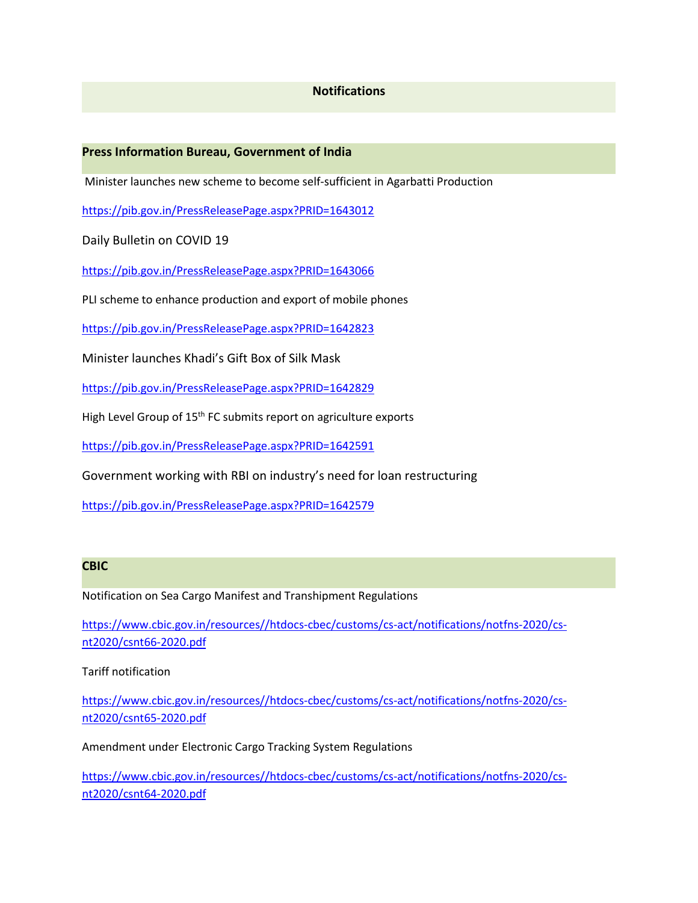## Notifications

### Press Information Bureau, Government of India

Minister launches new scheme to become self-sufficient in Agarbatti Production

https://pib.gov.in/PressReleasePage.aspx?PRID=1643012

Daily Bulletin on COVID 19

https://pib.gov.in/PressReleasePage.aspx?PRID=1643066

PLI scheme to enhance production and export of mobile phones

https://pib.gov.in/PressReleasePage.aspx?PRID=1642823

Minister launches Khadi's Gift Box of Silk Mask

https://pib.gov.in/PressReleasePage.aspx?PRID=1642829

High Level Group of 15th FC submits report on agriculture exports

https://pib.gov.in/PressReleasePage.aspx?PRID=1642591

Government working with RBI on industry's need for loan restructuring

https://pib.gov.in/PressReleasePage.aspx?PRID=1642579

### CBIC

Notification on Sea Cargo Manifest and Transhipment Regulations

https://www.cbic.gov.in/resources//htdocs-cbec/customs/cs-act/notifications/notfns-2020/cs-nt2020/csnt66-2020.pdf

Tariff notification

https://www.cbic.gov.in/resources//htdocs-cbec/customs/cs-act/notifications/notfns-2020/cs-nt2020/csnt65-2020.pdf

Amendment under Electronic Cargo Tracking System Regulations

https://www.cbic.gov.in/resources//htdocs-cbec/customs/cs-act/notifications/notfns-2020/cs-nt2020/csnt64-2020.pdf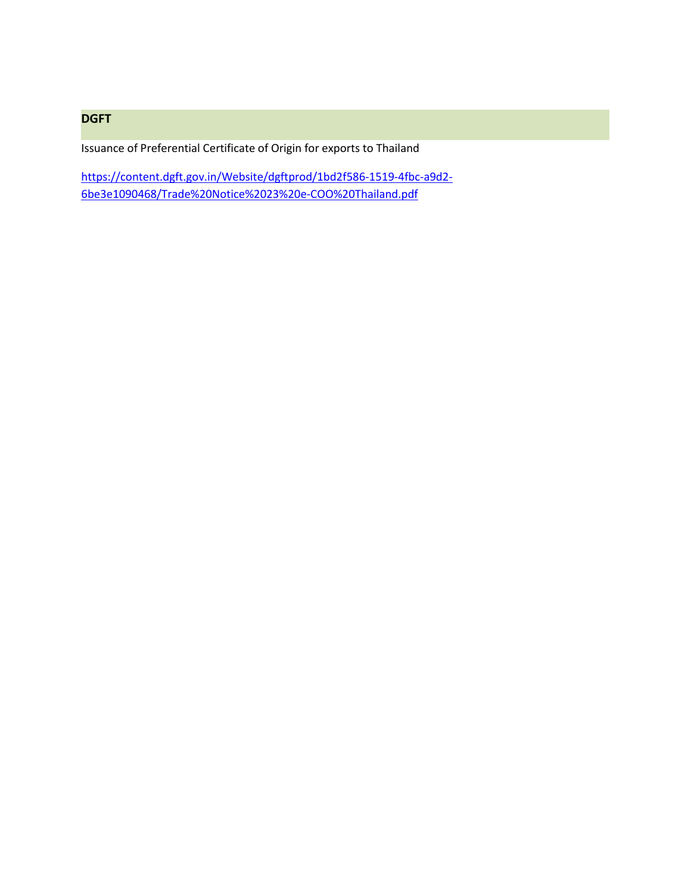**DGFT**

Issuance of Preferential Certificate of Origin for exports to Thailand

https://content.dgft.gov.in/Website/dgftprod/1bd2f586-1519-4fbc-a9d2-6be3e1090468/Trade%20Notice%2023%20e-COO%20Thailand.pdf